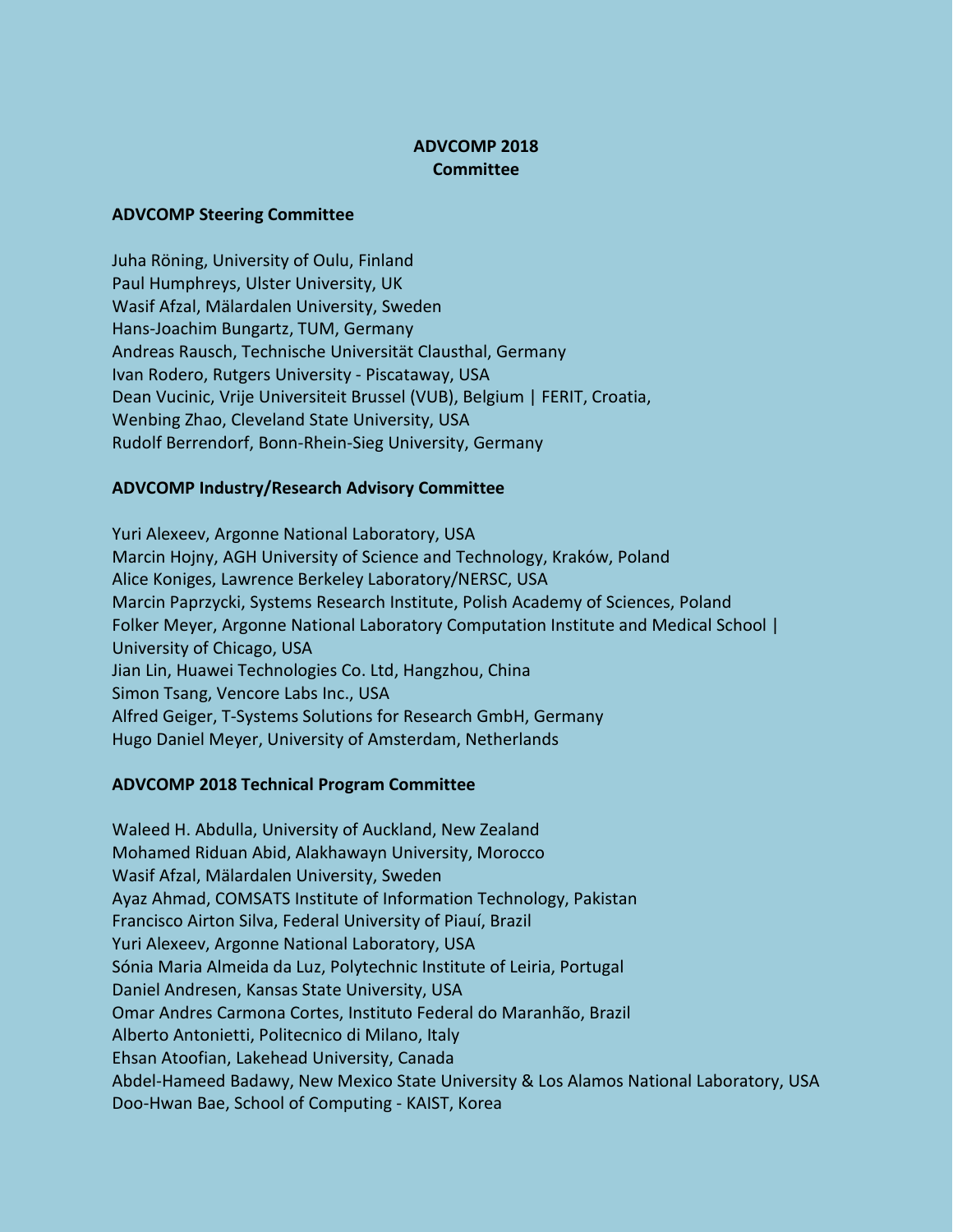# ADVCOMP 2018
# Committee

## ADVCOMP Steering Committee

Juha Röning, University of Oulu, Finland
Paul Humphreys, Ulster University, UK
Wasif Afzal, Mälardalen University, Sweden
Hans-Joachim Bungartz, TUM, Germany
Andreas Rausch, Technische Universität Clausthal, Germany
Ivan Rodero, Rutgers University - Piscataway, USA
Dean Vucinic, Vrije Universiteit Brussel (VUB), Belgium | FERIT, Croatia,
Wenbing Zhao, Cleveland State University, USA
Rudolf Berrendorf, Bonn-Rhein-Sieg University, Germany

## ADVCOMP Industry/Research Advisory Committee

Yuri Alexeev, Argonne National Laboratory, USA
Marcin Hojny, AGH University of Science and Technology, Kraków, Poland
Alice Koniges, Lawrence Berkeley Laboratory/NERSC, USA
Marcin Paprzycki, Systems Research Institute, Polish Academy of Sciences, Poland
Folker Meyer, Argonne National Laboratory Computation Institute and Medical School | University of Chicago, USA
Jian Lin, Huawei Technologies Co. Ltd, Hangzhou, China
Simon Tsang, Vencore Labs Inc., USA
Alfred Geiger, T-Systems Solutions for Research GmbH, Germany
Hugo Daniel Meyer, University of Amsterdam, Netherlands

## ADVCOMP 2018 Technical Program Committee

Waleed H. Abdulla, University of Auckland, New Zealand
Mohamed Riduan Abid, Alakhawayn University, Morocco
Wasif Afzal, Mälardalen University, Sweden
Ayaz Ahmad, COMSATS Institute of Information Technology, Pakistan
Francisco Airton Silva, Federal University of Piauí, Brazil
Yuri Alexeev, Argonne National Laboratory, USA
Sónia Maria Almeida da Luz, Polytechnic Institute of Leiria, Portugal
Daniel Andresen, Kansas State University, USA
Omar Andres Carmona Cortes, Instituto Federal do Maranhão, Brazil
Alberto Antonietti, Politecnico di Milano, Italy
Ehsan Atoofian, Lakehead University, Canada
Abdel-Hameed Badawy, New Mexico State University & Los Alamos National Laboratory, USA
Doo-Hwan Bae, School of Computing - KAIST, Korea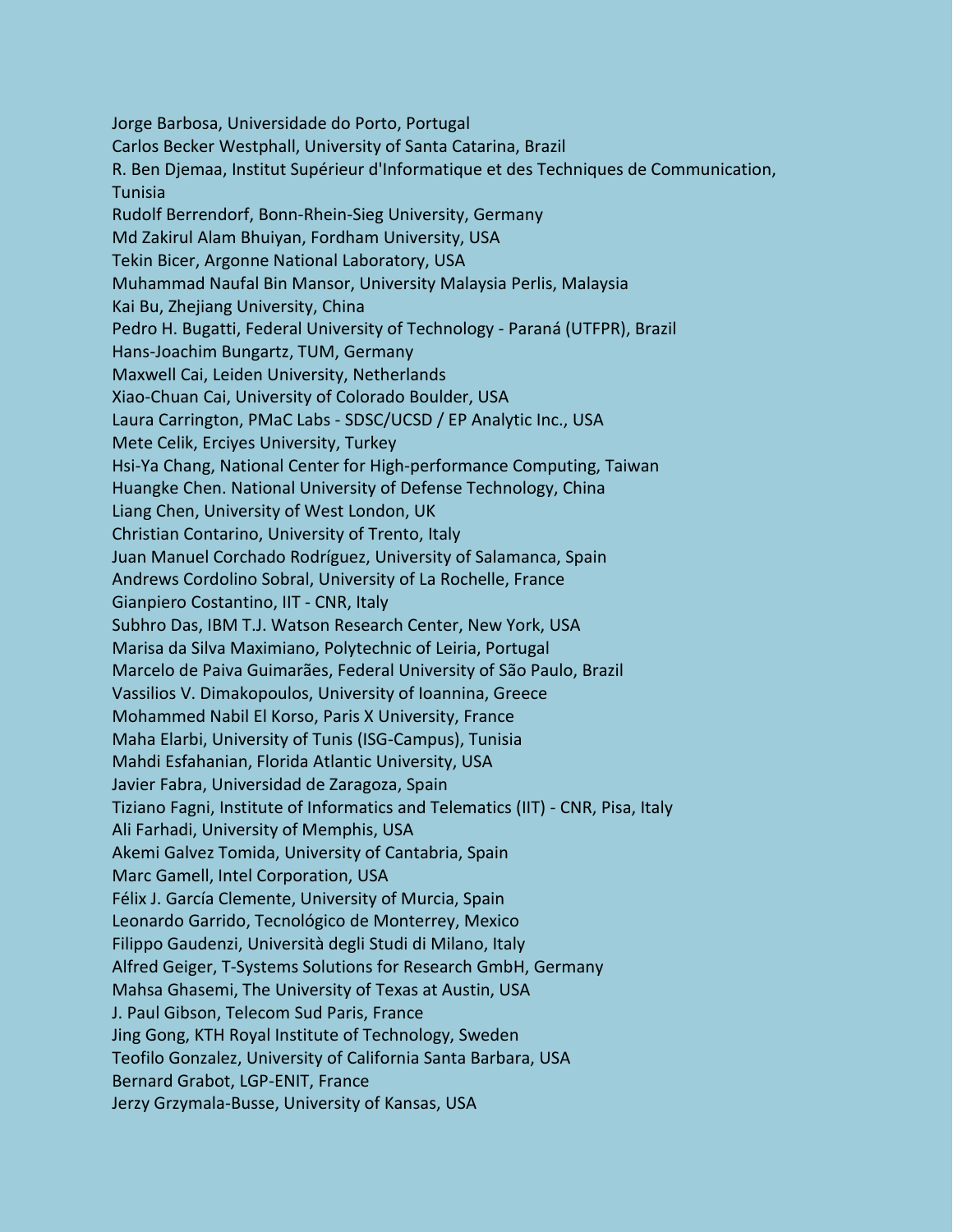Jorge Barbosa, Universidade do Porto, Portugal
Carlos Becker Westphall, University of Santa Catarina, Brazil
R. Ben Djemaa, Institut Supérieur d'Informatique et des Techniques de Communication, Tunisia
Rudolf Berrendorf, Bonn-Rhein-Sieg University, Germany
Md Zakirul Alam Bhuiyan, Fordham University, USA
Tekin Bicer, Argonne National Laboratory, USA
Muhammad Naufal Bin Mansor, University Malaysia Perlis, Malaysia
Kai Bu, Zhejiang University, China
Pedro H. Bugatti, Federal University of Technology - Paraná (UTFPR), Brazil
Hans-Joachim Bungartz, TUM, Germany
Maxwell Cai, Leiden University, Netherlands
Xiao-Chuan Cai, University of Colorado Boulder, USA
Laura Carrington, PMaC Labs - SDSC/UCSD / EP Analytic Inc., USA
Mete Celik, Erciyes University, Turkey
Hsi-Ya Chang, National Center for High-performance Computing, Taiwan
Huangke Chen. National University of Defense Technology, China
Liang Chen, University of West London, UK
Christian Contarino, University of Trento, Italy
Juan Manuel Corchado Rodríguez, University of Salamanca, Spain
Andrews Cordolino Sobral, University of La Rochelle, France
Gianpiero Costantino, IIT - CNR, Italy
Subhro Das, IBM T.J. Watson Research Center, New York, USA
Marisa da Silva Maximiano, Polytechnic of Leiria, Portugal
Marcelo de Paiva Guimarães, Federal University of São Paulo, Brazil
Vassilios V. Dimakopoulos, University of Ioannina, Greece
Mohammed Nabil El Korso, Paris X University, France
Maha Elarbi, University of Tunis (ISG-Campus), Tunisia
Mahdi Esfahanian, Florida Atlantic University, USA
Javier Fabra, Universidad de Zaragoza, Spain
Tiziano Fagni, Institute of Informatics and Telematics (IIT) - CNR, Pisa, Italy
Ali Farhadi, University of Memphis, USA
Akemi Galvez Tomida, University of Cantabria, Spain
Marc Gamell, Intel Corporation, USA
Félix J. García Clemente, University of Murcia, Spain
Leonardo Garrido, Tecnológico de Monterrey, Mexico
Filippo Gaudenzi, Università degli Studi di Milano, Italy
Alfred Geiger, T-Systems Solutions for Research GmbH, Germany
Mahsa Ghasemi, The University of Texas at Austin, USA
J. Paul Gibson, Telecom Sud Paris, France
Jing Gong, KTH Royal Institute of Technology, Sweden
Teofilo Gonzalez, University of California Santa Barbara, USA
Bernard Grabot, LGP-ENIT, France
Jerzy Grzymala-Busse, University of Kansas, USA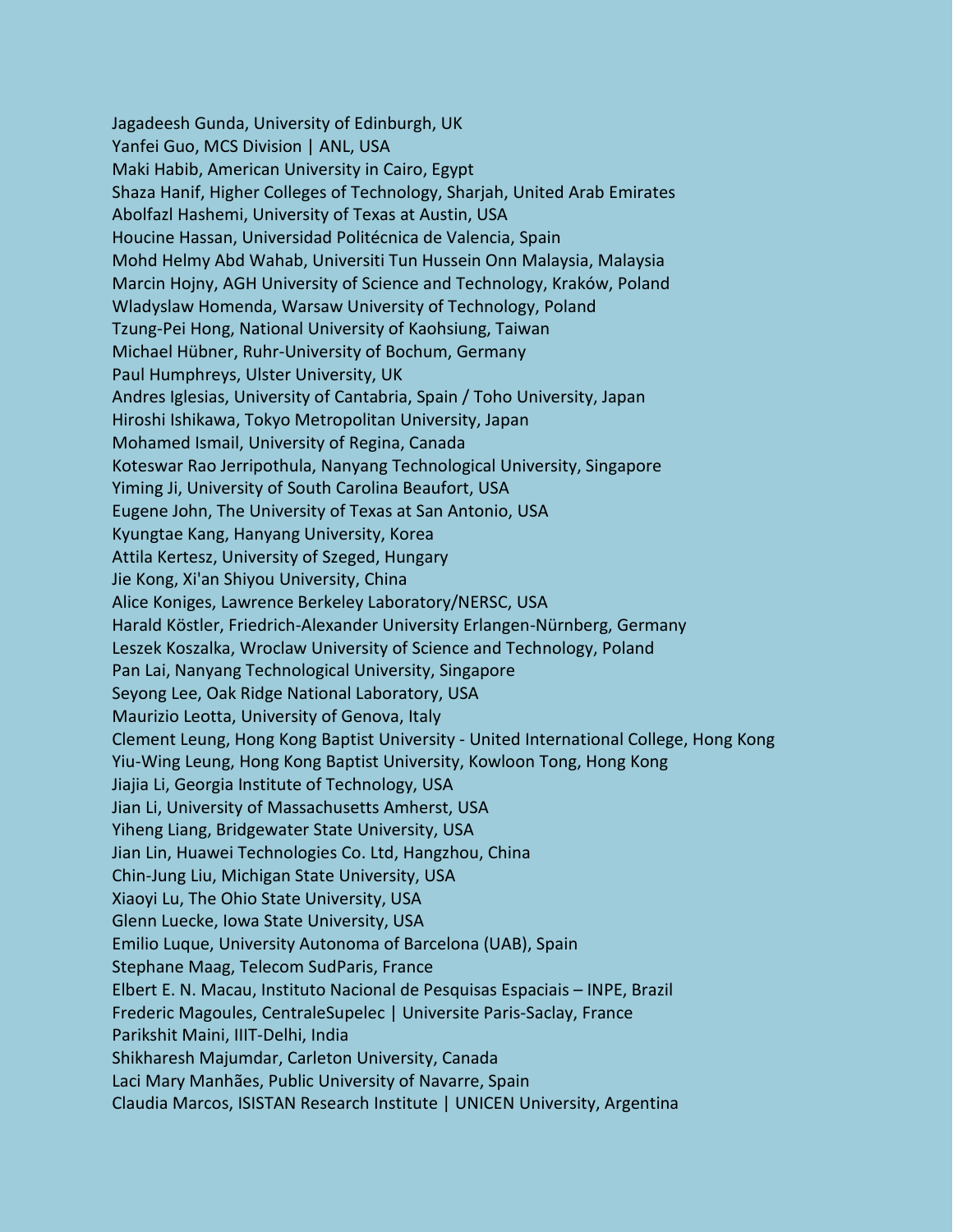Jagadeesh Gunda, University of Edinburgh, UK
Yanfei Guo, MCS Division | ANL, USA
Maki Habib, American University in Cairo, Egypt
Shaza Hanif, Higher Colleges of Technology, Sharjah, United Arab Emirates
Abolfazl Hashemi, University of Texas at Austin, USA
Houcine Hassan, Universidad Politécnica de Valencia, Spain
Mohd Helmy Abd Wahab, Universiti Tun Hussein Onn Malaysia, Malaysia
Marcin Hojny, AGH University of Science and Technology, Kraków, Poland
Wladyslaw Homenda, Warsaw University of Technology, Poland
Tzung-Pei Hong, National University of Kaohsiung, Taiwan
Michael Hübner, Ruhr-University of Bochum, Germany
Paul Humphreys, Ulster University, UK
Andres Iglesias, University of Cantabria, Spain / Toho University, Japan
Hiroshi Ishikawa, Tokyo Metropolitan University, Japan
Mohamed Ismail, University of Regina, Canada
Koteswar Rao Jerripothula, Nanyang Technological University, Singapore
Yiming Ji, University of South Carolina Beaufort, USA
Eugene John, The University of Texas at San Antonio, USA
Kyungtae Kang, Hanyang University, Korea
Attila Kertesz, University of Szeged, Hungary
Jie Kong, Xi'an Shiyou University, China
Alice Koniges, Lawrence Berkeley Laboratory/NERSC, USA
Harald Köstler, Friedrich-Alexander University Erlangen-Nürnberg, Germany
Leszek Koszalka, Wroclaw University of Science and Technology, Poland
Pan Lai, Nanyang Technological University, Singapore
Seyong Lee, Oak Ridge National Laboratory, USA
Maurizio Leotta, University of Genova, Italy
Clement Leung, Hong Kong Baptist University - United International College, Hong Kong
Yiu-Wing Leung, Hong Kong Baptist University, Kowloon Tong, Hong Kong
Jiajia Li, Georgia Institute of Technology, USA
Jian Li, University of Massachusetts Amherst, USA
Yiheng Liang, Bridgewater State University, USA
Jian Lin, Huawei Technologies Co. Ltd, Hangzhou, China
Chin-Jung Liu, Michigan State University, USA
Xiaoyi Lu, The Ohio State University, USA
Glenn Luecke, Iowa State University, USA
Emilio Luque, University Autonoma of Barcelona (UAB), Spain
Stephane Maag, Telecom SudParis, France
Elbert E. N. Macau, Instituto Nacional de Pesquisas Espaciais – INPE, Brazil
Frederic Magoules, CentraleSupelec | Universite Paris-Saclay, France
Parikshit Maini, IIIT-Delhi, India
Shikharesh Majumdar, Carleton University, Canada
Laci Mary Manhães, Public University of Navarre, Spain
Claudia Marcos, ISISTAN Research Institute | UNICEN University, Argentina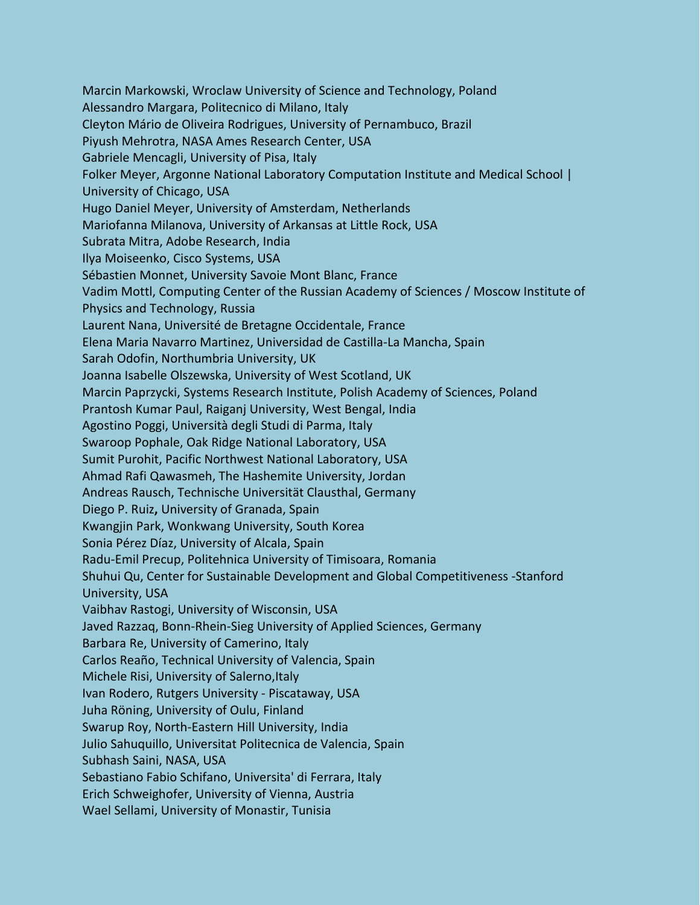Marcin Markowski, Wroclaw University of Science and Technology, Poland
Alessandro Margara, Politecnico di Milano, Italy
Cleyton Mário de Oliveira Rodrigues, University of Pernambuco, Brazil
Piyush Mehrotra, NASA Ames Research Center, USA
Gabriele Mencagli, University of Pisa, Italy
Folker Meyer, Argonne National Laboratory Computation Institute and Medical School | University of Chicago, USA
Hugo Daniel Meyer, University of Amsterdam, Netherlands
Mariofanna Milanova, University of Arkansas at Little Rock, USA
Subrata Mitra, Adobe Research, India
Ilya Moiseenko, Cisco Systems, USA
Sébastien Monnet, University Savoie Mont Blanc, France
Vadim Mottl, Computing Center of the Russian Academy of Sciences / Moscow Institute of Physics and Technology, Russia
Laurent Nana, Université de Bretagne Occidentale, France
Elena Maria Navarro Martinez, Universidad de Castilla-La Mancha, Spain
Sarah Odofin, Northumbria University, UK
Joanna Isabelle Olszewska, University of West Scotland, UK
Marcin Paprzycki, Systems Research Institute, Polish Academy of Sciences, Poland
Prantosh Kumar Paul, Raiganj University, West Bengal, India
Agostino Poggi, Università degli Studi di Parma, Italy
Swaroop Pophale, Oak Ridge National Laboratory, USA
Sumit Purohit, Pacific Northwest National Laboratory, USA
Ahmad Rafi Qawasmeh, The Hashemite University, Jordan
Andreas Rausch, Technische Universität Clausthal, Germany
Diego P. Ruiz**,** University of Granada, Spain
Kwangjin Park, Wonkwang University, South Korea
Sonia Pérez Díaz, University of Alcala, Spain
Radu-Emil Precup, Politehnica University of Timisoara, Romania
Shuhui Qu, Center for Sustainable Development and Global Competitiveness -Stanford University, USA
Vaibhav Rastogi, University of Wisconsin, USA
Javed Razzaq, Bonn-Rhein-Sieg University of Applied Sciences, Germany
Barbara Re, University of Camerino, Italy
Carlos Reaño, Technical University of Valencia, Spain
Michele Risi, University of Salerno,Italy
Ivan Rodero, Rutgers University - Piscataway, USA
Juha Röning, University of Oulu, Finland
Swarup Roy, North-Eastern Hill University, India
Julio Sahuquillo, Universitat Politecnica de Valencia, Spain
Subhash Saini, NASA, USA
Sebastiano Fabio Schifano, Universita' di Ferrara, Italy
Erich Schweighofer, University of Vienna, Austria
Wael Sellami, University of Monastir, Tunisia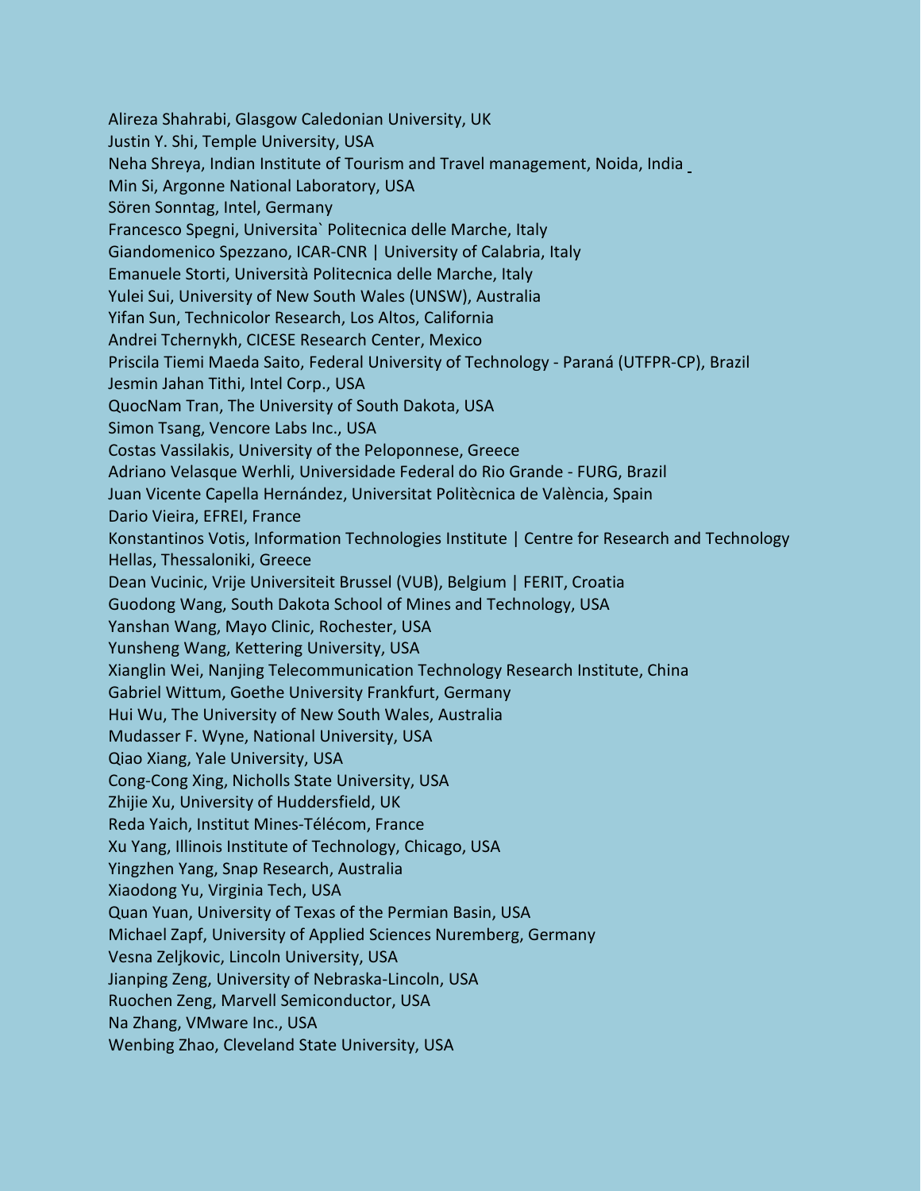Alireza Shahrabi, Glasgow Caledonian University, UK
Justin Y. Shi, Temple University, USA
Neha Shreya, Indian Institute of Tourism and Travel management, Noida, India
Min Si, Argonne National Laboratory, USA
Sören Sonntag, Intel, Germany
Francesco Spegni, Universita` Politecnica delle Marche, Italy
Giandomenico Spezzano, ICAR-CNR | University of Calabria, Italy
Emanuele Storti, Università Politecnica delle Marche, Italy
Yulei Sui, University of New South Wales (UNSW), Australia
Yifan Sun, Technicolor Research, Los Altos, California
Andrei Tchernykh, CICESE Research Center, Mexico
Priscila Tiemi Maeda Saito, Federal University of Technology - Paraná (UTFPR-CP), Brazil
Jesmin Jahan Tithi, Intel Corp., USA
QuocNam Tran, The University of South Dakota, USA
Simon Tsang, Vencore Labs Inc., USA
Costas Vassilakis, University of the Peloponnese, Greece
Adriano Velasque Werhli, Universidade Federal do Rio Grande - FURG, Brazil
Juan Vicente Capella Hernández, Universitat Politècnica de València, Spain
Dario Vieira, EFREI, France
Konstantinos Votis, Information Technologies Institute | Centre for Research and Technology Hellas, Thessaloniki, Greece
Dean Vucinic, Vrije Universiteit Brussel (VUB), Belgium | FERIT, Croatia
Guodong Wang, South Dakota School of Mines and Technology, USA
Yanshan Wang, Mayo Clinic, Rochester, USA
Yunsheng Wang, Kettering University, USA
Xianglin Wei, Nanjing Telecommunication Technology Research Institute, China
Gabriel Wittum, Goethe University Frankfurt, Germany
Hui Wu, The University of New South Wales, Australia
Mudasser F. Wyne, National University, USA
Qiao Xiang, Yale University, USA
Cong-Cong Xing, Nicholls State University, USA
Zhijie Xu, University of Huddersfield, UK
Reda Yaich, Institut Mines-Télécom, France
Xu Yang, Illinois Institute of Technology, Chicago, USA
Yingzhen Yang, Snap Research, Australia
Xiaodong Yu, Virginia Tech, USA
Quan Yuan, University of Texas of the Permian Basin, USA
Michael Zapf, University of Applied Sciences Nuremberg, Germany
Vesna Zeljkovic, Lincoln University, USA
Jianping Zeng, University of Nebraska-Lincoln, USA
Ruochen Zeng, Marvell Semiconductor, USA
Na Zhang, VMware Inc., USA
Wenbing Zhao, Cleveland State University, USA